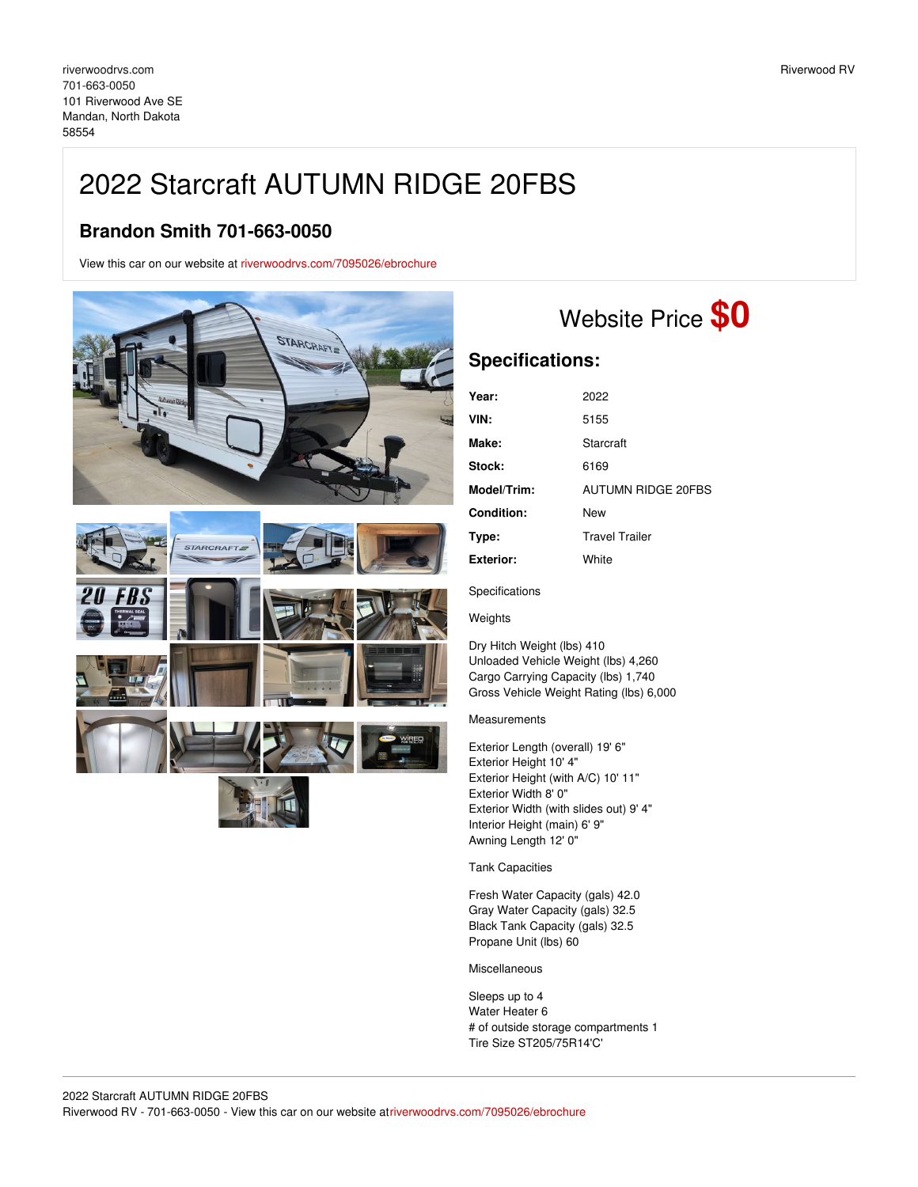riverwoodrvs.com
701-663-0050
101 Riverwood Ave SE
Mandan, North Dakota
58554

Riverwood RV

# 2022 Starcraft AUTUMN RIDGE 20FBS

## Brandon Smith 701-663-0050

View this car on our website at riverwoodrvs.com/7095026/ebrochure

Website Price **$0**

## Specifications:

| | |
|---|---|
| **Year:** | 2022 |
| **VIN:** | 5155 |
| **Make:** | Starcraft |
| **Stock:** | 6169 |
| **Model/Trim:** | AUTUMN RIDGE 20FBS |
| **Condition:** | New |
| **Type:** | Travel Trailer |
| **Exterior:** | White |

Specifications

Weights

Dry Hitch Weight (lbs) 410
Unloaded Vehicle Weight (lbs) 4,260
Cargo Carrying Capacity (lbs) 1,740
Gross Vehicle Weight Rating (lbs) 6,000

Measurements

Exterior Length (overall) 19' 6"
Exterior Height 10' 4"
Exterior Height (with A/C) 10' 11"
Exterior Width 8' 0"
Exterior Width (with slides out) 9' 4"
Interior Height (main) 6' 9"
Awning Length 12' 0"

Tank Capacities

Fresh Water Capacity (gals) 42.0
Gray Water Capacity (gals) 32.5
Black Tank Capacity (gals) 32.5
Propane Unit (lbs) 60

Miscellaneous

Sleeps up to 4
Water Heater 6
# of outside storage compartments 1
Tire Size ST205/75R14'C'

2022 Starcraft AUTUMN RIDGE 20FBS
Riverwood RV - 701-663-0050 - View this car on our website atriverwoodrvs.com/7095026/ebrochure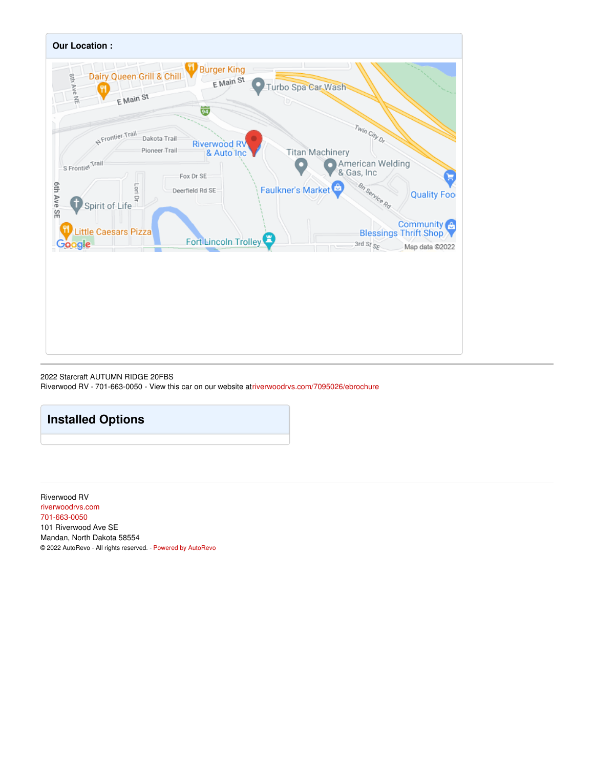## Our Location :

2022 Starcraft AUTUMN RIDGE 20FBS
Riverwood RV - 701-663-0050 - View this car on our website atriverwoodrvs.com/7095026/ebrochure

## Installed Options

Riverwood RV
riverwoodrvs.com
701-663-0050
101 Riverwood Ave SE
Mandan, North Dakota 58554
© 2022 AutoRevo - All rights reserved. - Powered by AutoRevo